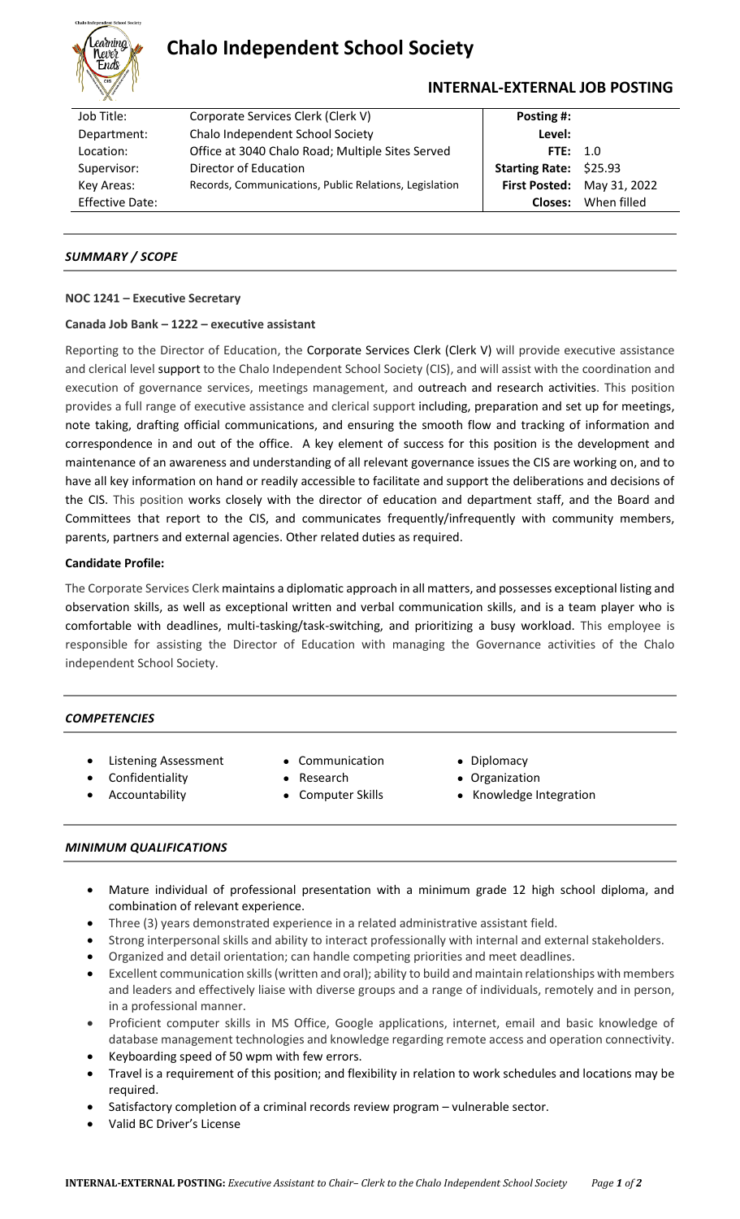# Chalo Independent School Society

## INTERNAL-EXTERNAL JOB POSTING

| | | | |
|---|---|---|---|
| Job Title: | Corporate Services Clerk (Clerk V) | **Posting #:** | |
| Department: | Chalo Independent School Society | **Level:** | |
| Location: | Office at 3040 Chalo Road; Multiple Sites Served | **FTE:** | 1.0 |
| Supervisor: | Director of Education | **Starting Rate:** | $25.93 |
| Key Areas: | Records, Communications, Public Relations, Legislation | **First Posted:** | May 31, 2022 |
| Effective Date: | | **Closes:** | When filled |

### *SUMMARY / SCOPE*

**NOC 1241 – Executive Secretary**

**Canada Job Bank – 1222 – executive assistant**

Reporting to the Director of Education, the Corporate Services Clerk (Clerk V) will provide executive assistance and clerical level support to the Chalo Independent School Society (CIS), and will assist with the coordination and execution of governance services, meetings management, and outreach and research activities. This position provides a full range of executive assistance and clerical support including, preparation and set up for meetings, note taking, drafting official communications, and ensuring the smooth flow and tracking of information and correspondence in and out of the office. A key element of success for this position is the development and maintenance of an awareness and understanding of all relevant governance issues the CIS are working on, and to have all key information on hand or readily accessible to facilitate and support the deliberations and decisions of the CIS. This position works closely with the director of education and department staff, and the Board and Committees that report to the CIS, and communicates frequently/infrequently with community members, parents, partners and external agencies. Other related duties as required.

**Candidate Profile:**

The Corporate Services Clerk maintains a diplomatic approach in all matters, and possesses exceptional listing and observation skills, as well as exceptional written and verbal communication skills, and is a team player who is comfortable with deadlines, multi-tasking/task-switching, and prioritizing a busy workload. This employee is responsible for assisting the Director of Education with managing the Governance activities of the Chalo independent School Society.

### *COMPETENCIES*

- Listening Assessment
- Confidentiality
- Accountability
- Communication
- Research
- Computer Skills
- Diplomacy
- Organization
- Knowledge Integration

### *MINIMUM QUALIFICATIONS*

- Mature individual of professional presentation with a minimum grade 12 high school diploma, and combination of relevant experience.
- Three (3) years demonstrated experience in a related administrative assistant field.
- Strong interpersonal skills and ability to interact professionally with internal and external stakeholders.
- Organized and detail orientation; can handle competing priorities and meet deadlines.
- Excellent communication skills (written and oral); ability to build and maintain relationships with members and leaders and effectively liaise with diverse groups and a range of individuals, remotely and in person, in a professional manner.
- Proficient computer skills in MS Office, Google applications, internet, email and basic knowledge of database management technologies and knowledge regarding remote access and operation connectivity.
- Keyboarding speed of 50 wpm with few errors.
- Travel is a requirement of this position; and flexibility in relation to work schedules and locations may be required.
- Satisfactory completion of a criminal records review program – vulnerable sector.
- Valid BC Driver's License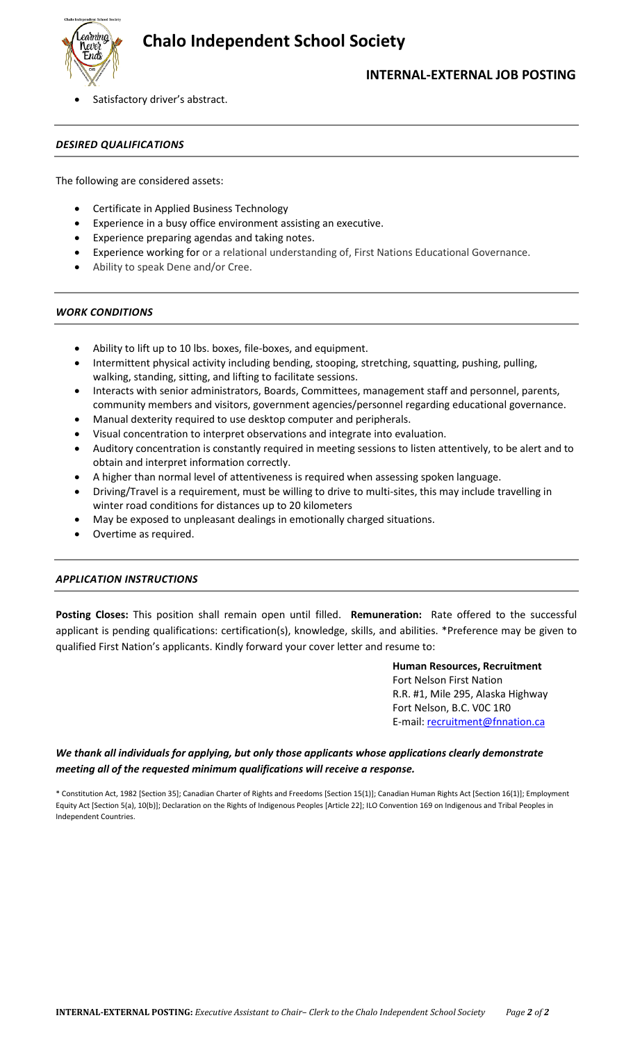- Satisfactory driver's abstract.

### *DESIRED QUALIFICATIONS*

The following are considered assets:

- Certificate in Applied Business Technology
- Experience in a busy office environment assisting an executive.
- Experience preparing agendas and taking notes.
- Experience working for or a relational understanding of, First Nations Educational Governance.
- Ability to speak Dene and/or Cree.

### *WORK CONDITIONS*

- Ability to lift up to 10 lbs. boxes, file-boxes, and equipment.
- Intermittent physical activity including bending, stooping, stretching, squatting, pushing, pulling, walking, standing, sitting, and lifting to facilitate sessions.
- Interacts with senior administrators, Boards, Committees, management staff and personnel, parents, community members and visitors, government agencies/personnel regarding educational governance.
- Manual dexterity required to use desktop computer and peripherals.
- Visual concentration to interpret observations and integrate into evaluation.
- Auditory concentration is constantly required in meeting sessions to listen attentively, to be alert and to obtain and interpret information correctly.
- A higher than normal level of attentiveness is required when assessing spoken language.
- Driving/Travel is a requirement, must be willing to drive to multi-sites, this may include travelling in winter road conditions for distances up to 20 kilometers
- May be exposed to unpleasant dealings in emotionally charged situations.
- Overtime as required.

### *APPLICATION INSTRUCTIONS*

**Posting Closes:** This position shall remain open until filled. **Remuneration:** Rate offered to the successful applicant is pending qualifications: certification(s), knowledge, skills, and abilities. *Preference may be given to qualified First Nation's applicants. Kindly forward your cover letter and resume to:

**Human Resources, Recruitment**
Fort Nelson First Nation
R.R. #1, Mile 295, Alaska Highway
Fort Nelson, B.C. V0C 1R0
E-mail: recruitment@fnnation.ca

***We thank all individuals for applying, but only those applicants whose applications clearly demonstrate meeting all of the requested minimum qualifications will receive a response.***

* Constitution Act, 1982 [Section 35]; Canadian Charter of Rights and Freedoms [Section 15(1)]; Canadian Human Rights Act [Section 16(1)]; Employment Equity Act [Section 5(a), 10(b)]; Declaration on the Rights of Indigenous Peoples [Article 22]; ILO Convention 169 on Indigenous and Tribal Peoples in Independent Countries.